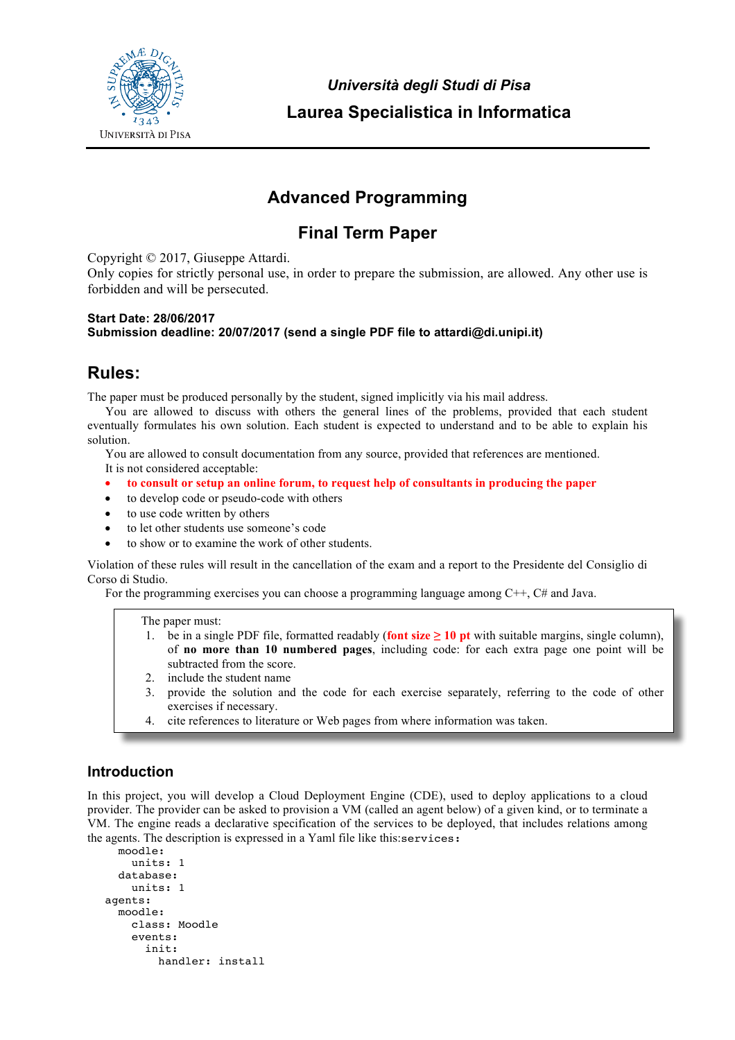*Università degli Studi di Pisa*

**Laurea Specialistica in Informatica**

# Advanced Programming

## Final Term Paper

Copyright © 2017, Giuseppe Attardi.
Only copies for strictly personal use, in order to prepare the submission, are allowed. Any other use is forbidden and will be persecuted.

**Start Date: 28/06/2017**
**Submission deadline: 20/07/2017 (send a single PDF file to attardi@di.unipi.it)**

## Rules:

The paper must be produced personally by the student, signed implicitly via his mail address.

You are allowed to discuss with others the general lines of the problems, provided that each student eventually formulates his own solution. Each student is expected to understand and to be able to explain his solution.

You are allowed to consult documentation from any source, provided that references are mentioned.

It is not considered acceptable:

- **to consult or setup an online forum, to request help of consultants in producing the paper**
- to develop code or pseudo-code with others
- to use code written by others
- to let other students use someone's code
- to show or to examine the work of other students.

Violation of these rules will result in the cancellation of the exam and a report to the Presidente del Consiglio di Corso di Studio.

For the programming exercises you can choose a programming language among C++, C# and Java.

The paper must:

1. be in a single PDF file, formatted readably (**font size ≥ 10 pt** with suitable margins, single column), of **no more than 10 numbered pages**, including code: for each extra page one point will be subtracted from the score.
2. include the student name
3. provide the solution and the code for each exercise separately, referring to the code of other exercises if necessary.
4. cite references to literature or Web pages from where information was taken.

### Introduction

In this project, you will develop a Cloud Deployment Engine (CDE), used to deploy applications to a cloud provider. The provider can be asked to provision a VM (called an agent below) of a given kind, or to terminate a VM. The engine reads a declarative specification of the services to be deployed, that includes relations among the agents. The description is expressed in a Yaml file like this:

```
services:
  moodle:
    units: 1
  database:
    units: 1
agents:
  moodle:
    class: Moodle
    events:
      init:
        handler: install
```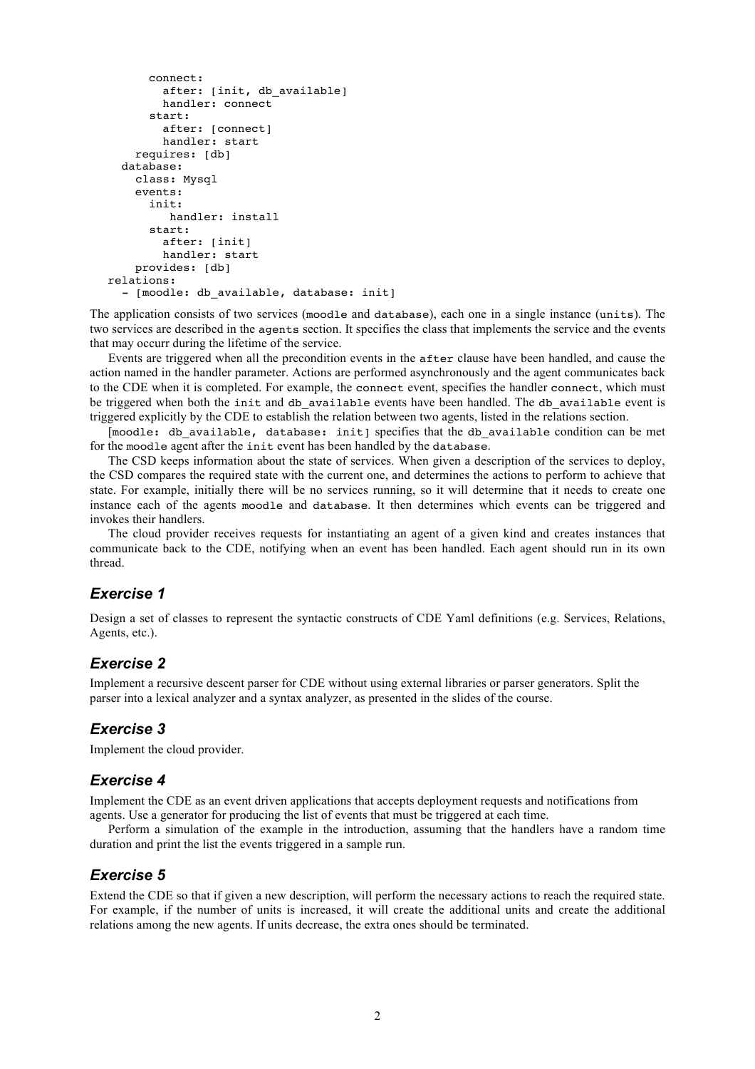```
        connect:
          after: [init, db_available]
          handler: connect
        start:
          after: [connect]
          handler: start
      requires: [db]
    database:
      class: Mysql
      events:
        init:
           handler: install
        start:
          after: [init]
          handler: start
      provides: [db]
  relations:
    - [moodle: db_available, database: init]
```

The application consists of two services (`moodle` and `database`), each one in a single instance (`units`). The two services are described in the `agents` section. It specifies the class that implements the service and the events that may occurr during the lifetime of the service.

Events are triggered when all the precondition events in the `after` clause have been handled, and cause the action named in the handler parameter. Actions are performed asynchronously and the agent communicates back to the CDE when it is completed. For example, the `connect` event, specifies the handler `connect`, which must be triggered when both the `init` and `db_available` events have been handled. The `db_available` event is triggered explicitly by the CDE to establish the relation between two agents, listed in the relations section.

`[moodle: db_available, database: init]` specifies that the `db_available` condition can be met for the `moodle` agent after the `init` event has been handled by the `database`.

The CSD keeps information about the state of services. When given a description of the services to deploy, the CSD compares the required state with the current one, and determines the actions to perform to achieve that state. For example, initially there will be no services running, so it will determine that it needs to create one instance each of the agents `moodle` and `database`. It then determines which events can be triggered and invokes their handlers.

The cloud provider receives requests for instantiating an agent of a given kind and creates instances that communicate back to the CDE, notifying when an event has been handled. Each agent should run in its own thread.

## *Exercise 1*

Design a set of classes to represent the syntactic constructs of CDE Yaml definitions (e.g. Services, Relations, Agents, etc.).

## *Exercise 2*

Implement a recursive descent parser for CDE without using external libraries or parser generators. Split the parser into a lexical analyzer and a syntax analyzer, as presented in the slides of the course.

## *Exercise 3*

Implement the cloud provider.

## *Exercise 4*

Implement the CDE as an event driven applications that accepts deployment requests and notifications from agents. Use a generator for producing the list of events that must be triggered at each time.

Perform a simulation of the example in the introduction, assuming that the handlers have a random time duration and print the list the events triggered in a sample run.

## *Exercise 5*

Extend the CDE so that if given a new description, will perform the necessary actions to reach the required state. For example, if the number of units is increased, it will create the additional units and create the additional relations among the new agents. If units decrease, the extra ones should be terminated.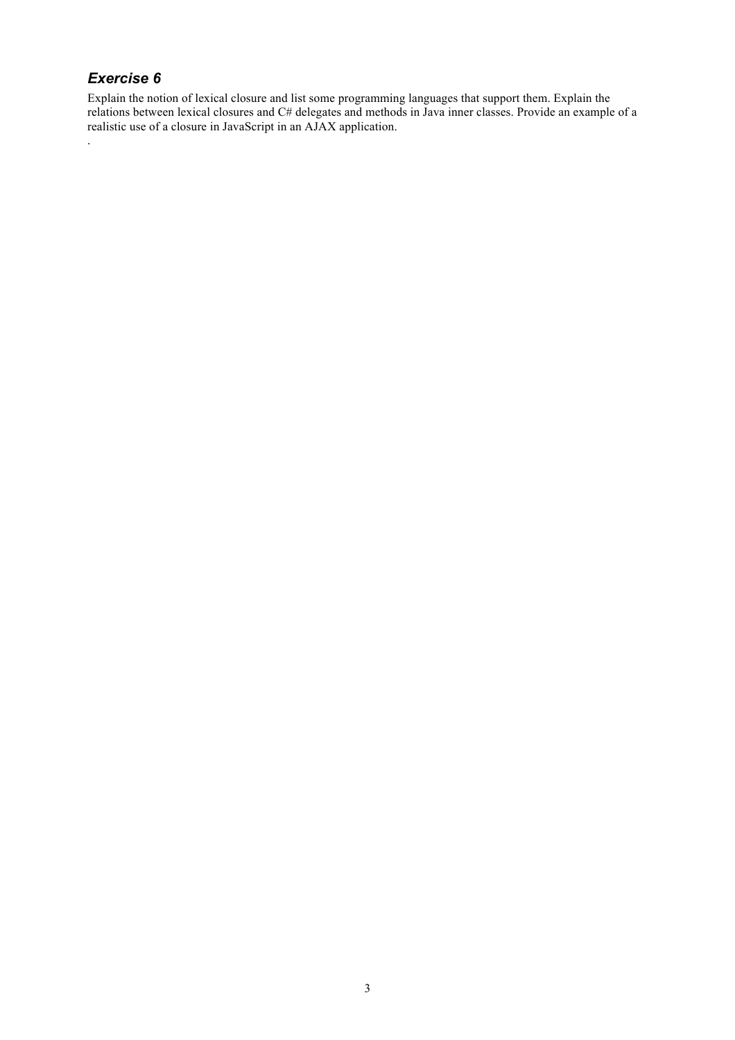## *Exercise 6*

Explain the notion of lexical closure and list some programming languages that support them. Explain the relations between lexical closures and C# delegates and methods in Java inner classes. Provide an example of a realistic use of a closure in JavaScript in an AJAX application.

.